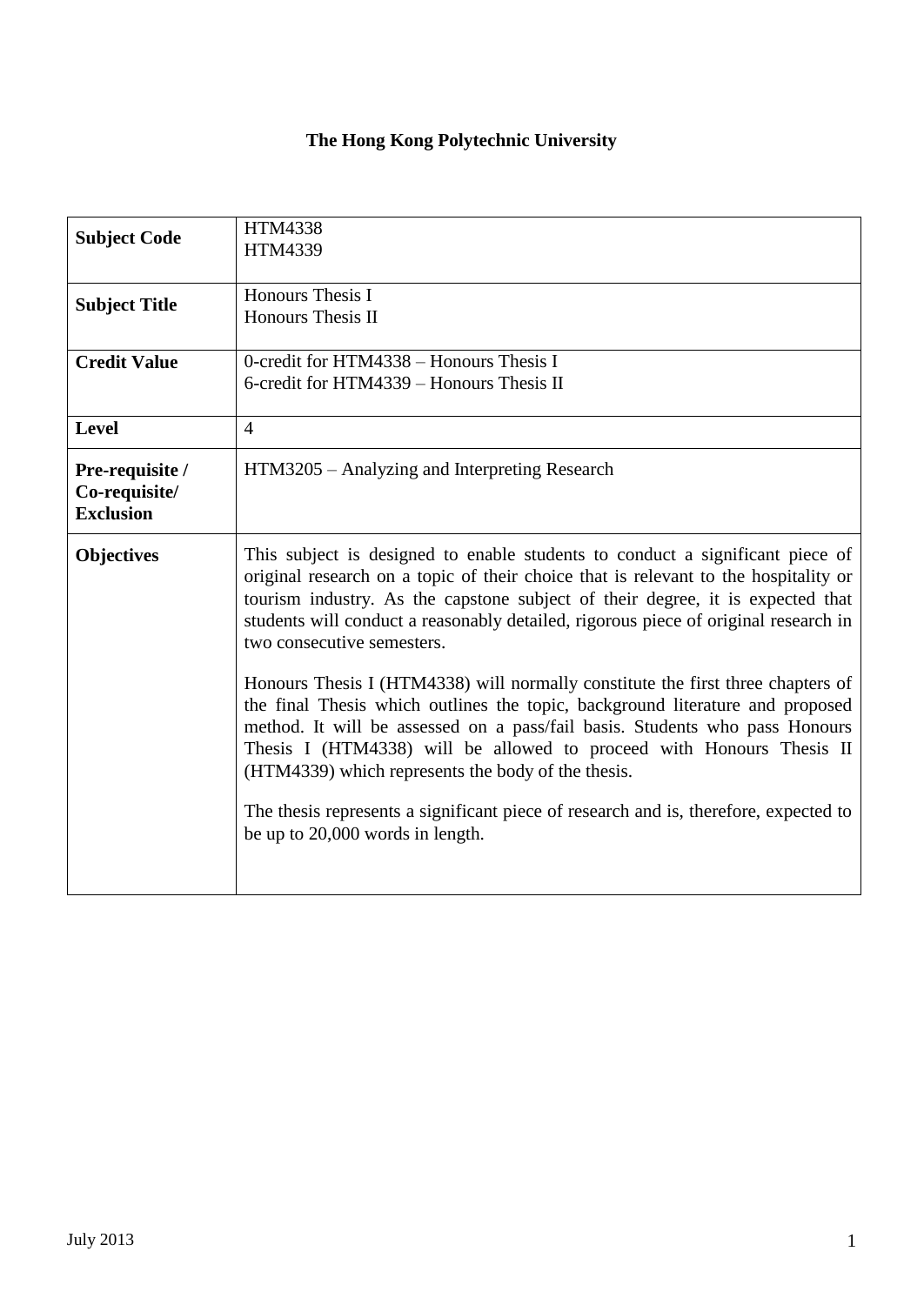# The Hong Kong Polytechnic University

| | |
|---|---|
| **Subject Code** | HTM4338<br>HTM4339 |
| **Subject Title** | Honours Thesis I<br>Honours Thesis II |
| **Credit Value** | 0-credit for HTM4338 – Honours Thesis I<br>6-credit for HTM4339 – Honours Thesis II |
| **Level** | 4 |
| **Pre-requisite / Co-requisite/ Exclusion** | HTM3205 – Analyzing and Interpreting Research |
| **Objectives** | This subject is designed to enable students to conduct a significant piece of original research on a topic of their choice that is relevant to the hospitality or tourism industry. As the capstone subject of their degree, it is expected that students will conduct a reasonably detailed, rigorous piece of original research in two consecutive semesters.<br><br>Honours Thesis I (HTM4338) will normally constitute the first three chapters of the final Thesis which outlines the topic, background literature and proposed method. It will be assessed on a pass/fail basis. Students who pass Honours Thesis I (HTM4338) will be allowed to proceed with Honours Thesis II (HTM4339) which represents the body of the thesis.<br><br>The thesis represents a significant piece of research and is, therefore, expected to be up to 20,000 words in length. |

July 2013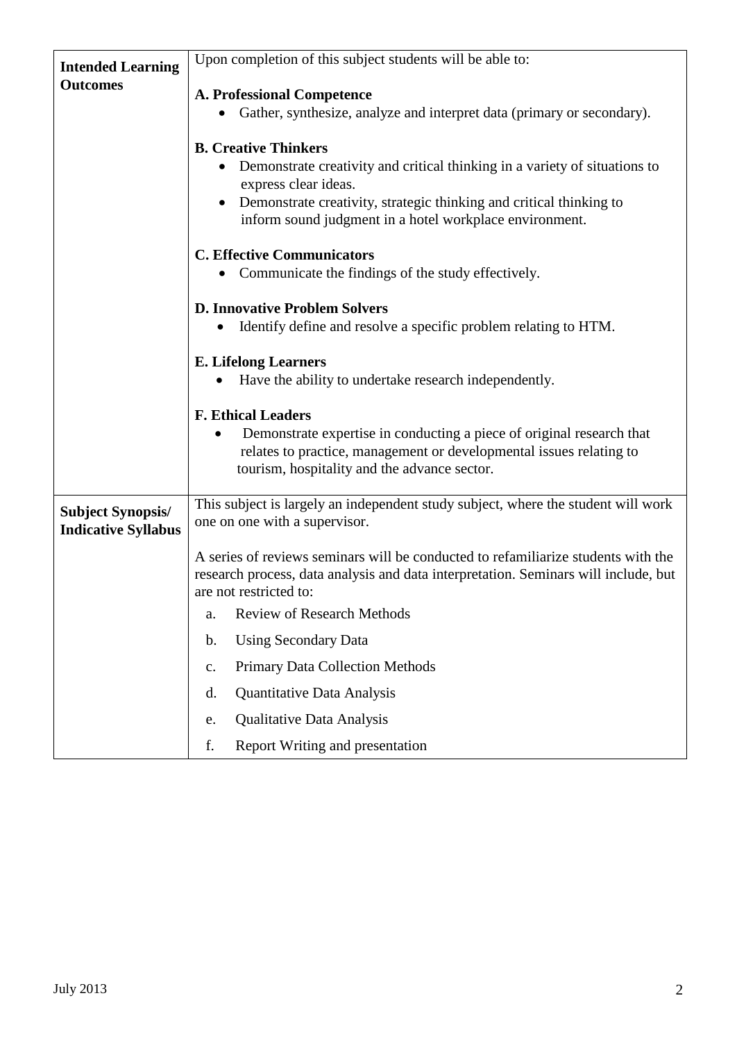| | |
|---|---|
| **Intended Learning Outcomes** | Upon completion of this subject students will be able to:<br><br>**A. Professional Competence**<br>• Gather, synthesize, analyze and interpret data (primary or secondary).<br><br>**B. Creative Thinkers**<br>• Demonstrate creativity and critical thinking in a variety of situations to express clear ideas.<br>• Demonstrate creativity, strategic thinking and critical thinking to inform sound judgment in a hotel workplace environment.<br><br>**C. Effective Communicators**<br>• Communicate the findings of the study effectively.<br><br>**D. Innovative Problem Solvers**<br>• Identify define and resolve a specific problem relating to HTM.<br><br>**E. Lifelong Learners**<br>• Have the ability to undertake research independently.<br><br>**F. Ethical Leaders**<br>• Demonstrate expertise in conducting a piece of original research that relates to practice, management or developmental issues relating to tourism, hospitality and the advance sector. |
| **Subject Synopsis/ Indicative Syllabus** | This subject is largely an independent study subject, where the student will work one on one with a supervisor.<br><br>A series of reviews seminars will be conducted to refamiliarize students with the research process, data analysis and data interpretation. Seminars will include, but are not restricted to:<br>a. Review of Research Methods<br>b. Using Secondary Data<br>c. Primary Data Collection Methods<br>d. Quantitative Data Analysis<br>e. Qualitative Data Analysis<br>f. Report Writing and presentation |

July 2013